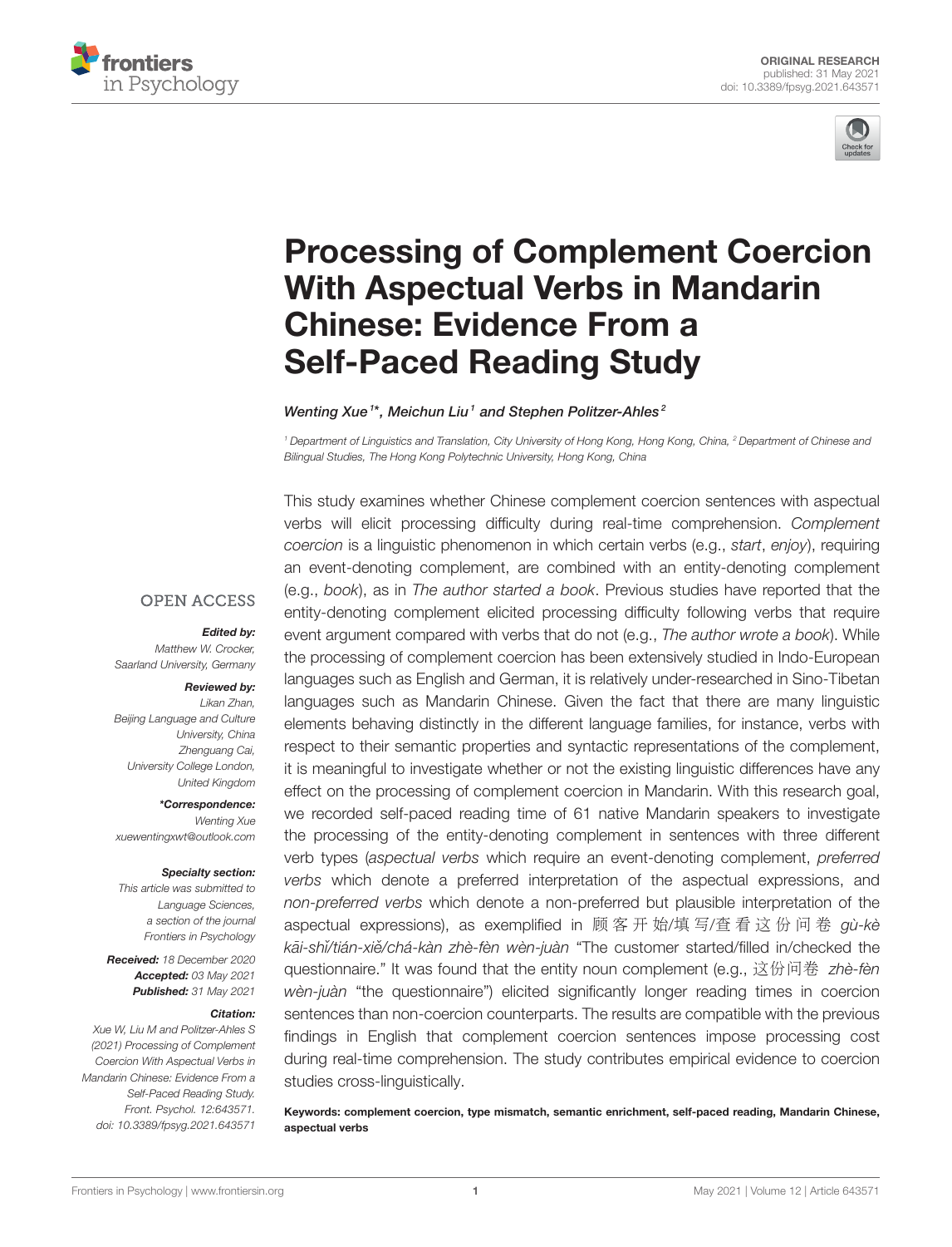ORIGINAL RESEARCH
published: 31 May 2021
doi: 10.3389/fpsyg.2021.643571

# Processing of Complement Coercion With Aspectual Verbs in Mandarin Chinese: Evidence From a Self-Paced Reading Study

*Wenting Xue[1]*, Meichun Liu[1] and Stephen Politzer-Ahles[2]*

[1] *Department of Linguistics and Translation, City University of Hong Kong, Hong Kong, China,* [2] *Department of Chinese and Bilingual Studies, The Hong Kong Polytechnic University, Hong Kong, China*

OPEN ACCESS

***Edited by:***
*Matthew W. Crocker, Saarland University, Germany*

***Reviewed by:***
*Likan Zhan, Beijing Language and Culture University, China*
*Zhenguang Cai, University College London, United Kingdom*

***\*Correspondence:***
*Wenting Xue*
*xuewentingxwt@outlook.com*

***Specialty section:***
*This article was submitted to Language Sciences, a section of the journal Frontiers in Psychology*

***Received:*** *18 December 2020*
***Accepted:*** *03 May 2021*
***Published:*** *31 May 2021*

***Citation:***
*Xue W, Liu M and Politzer-Ahles S (2021) Processing of Complement Coercion With Aspectual Verbs in Mandarin Chinese: Evidence From a Self-Paced Reading Study. Front. Psychol. 12:643571. doi: 10.3389/fpsyg.2021.643571*

This study examines whether Chinese complement coercion sentences with aspectual verbs will elicit processing difficulty during real-time comprehension. *Complement coercion* is a linguistic phenomenon in which certain verbs (e.g., *start*, *enjoy*), requiring an event-denoting complement, are combined with an entity-denoting complement (e.g., *book*), as in *The author started a book*. Previous studies have reported that the entity-denoting complement elicited processing difficulty following verbs that require event argument compared with verbs that do not (e.g., *The author wrote a book*). While the processing of complement coercion has been extensively studied in Indo-European languages such as English and German, it is relatively under-researched in Sino-Tibetan languages such as Mandarin Chinese. Given the fact that there are many linguistic elements behaving distinctly in the different language families, for instance, verbs with respect to their semantic properties and syntactic representations of the complement, it is meaningful to investigate whether or not the existing linguistic differences have any effect on the processing of complement coercion in Mandarin. With this research goal, we recorded self-paced reading time of 61 native Mandarin speakers to investigate the processing of the entity-denoting complement in sentences with three different verb types (*aspectual verbs* which require an event-denoting complement, *preferred verbs* which denote a preferred interpretation of the aspectual expressions, and *non-preferred verbs* which denote a non-preferred but plausible interpretation of the aspectual expressions), as exemplified in 顾客开始/填写/查看这份问卷 *gù-kè kāi-shǐ/tián-xiě/chá-kàn zhè-fèn wèn-juàn* "The customer started/filled in/checked the questionnaire." It was found that the entity noun complement (e.g., 这份问卷 *zhè-fèn wèn-juàn* "the questionnaire") elicited significantly longer reading times in coercion sentences than non-coercion counterparts. The results are compatible with the previous findings in English that complement coercion sentences impose processing cost during real-time comprehension. The study contributes empirical evidence to coercion studies cross-linguistically.

**Keywords: complement coercion, type mismatch, semantic enrichment, self-paced reading, Mandarin Chinese, aspectual verbs**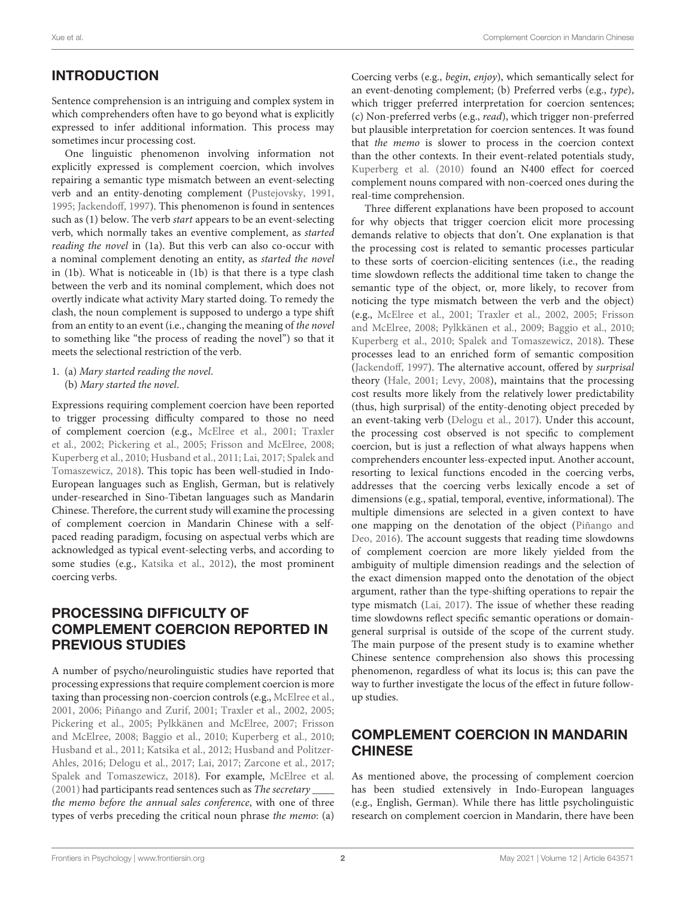## INTRODUCTION

Sentence comprehension is an intriguing and complex system in which comprehenders often have to go beyond what is explicitly expressed to infer additional information. This process may sometimes incur processing cost.

One linguistic phenomenon involving information not explicitly expressed is complement coercion, which involves repairing a semantic type mismatch between an event-selecting verb and an entity-denoting complement (Pustejovsky, 1991, 1995; Jackendoff, 1997). This phenomenon is found in sentences such as (1) below. The verb *start* appears to be an event-selecting verb, which normally takes an eventive complement, as *started reading the novel* in (1a). But this verb can also co-occur with a nominal complement denoting an entity, as *started the novel* in (1b). What is noticeable in (1b) is that there is a type clash between the verb and its nominal complement, which does not overtly indicate what activity Mary started doing. To remedy the clash, the noun complement is supposed to undergo a type shift from an entity to an event (i.e., changing the meaning of *the novel* to something like "the process of reading the novel") so that it meets the selectional restriction of the verb.

1. (a) *Mary started reading the novel*.
   (b) *Mary started the novel*.

Expressions requiring complement coercion have been reported to trigger processing difficulty compared to those no need of complement coercion (e.g., McElree et al., 2001; Traxler et al., 2002; Pickering et al., 2005; Frisson and McElree, 2008; Kuperberg et al., 2010; Husband et al., 2011; Lai, 2017; Spalek and Tomaszewicz, 2018). This topic has been well-studied in Indo-European languages such as English, German, but is relatively under-researched in Sino-Tibetan languages such as Mandarin Chinese. Therefore, the current study will examine the processing of complement coercion in Mandarin Chinese with a self-paced reading paradigm, focusing on aspectual verbs which are acknowledged as typical event-selecting verbs, and according to some studies (e.g., Katsika et al., 2012), the most prominent coercing verbs.

## PROCESSING DIFFICULTY OF COMPLEMENT COERCION REPORTED IN PREVIOUS STUDIES

A number of psycho/neurolinguistic studies have reported that processing expressions that require complement coercion is more taxing than processing non-coercion controls (e.g., McElree et al., 2001, 2006; Piñango and Zurif, 2001; Traxler et al., 2002, 2005; Pickering et al., 2005; Pylkkänen and McElree, 2007; Frisson and McElree, 2008; Baggio et al., 2010; Kuperberg et al., 2010; Husband et al., 2011; Katsika et al., 2012; Husband and Politzer-Ahles, 2016; Delogu et al., 2017; Lai, 2017; Zarcone et al., 2017; Spalek and Tomaszewicz, 2018). For example, McElree et al. (2001) had participants read sentences such as *The secretary \_\_\_\_ the memo before the annual sales conference*, with one of three types of verbs preceding the critical noun phrase *the memo*: (a) Coercing verbs (e.g., *begin*, *enjoy*), which semantically select for an event-denoting complement; (b) Preferred verbs (e.g., *type*), which trigger preferred interpretation for coercion sentences; (c) Non-preferred verbs (e.g., *read*), which trigger non-preferred but plausible interpretation for coercion sentences. It was found that *the memo* is slower to process in the coercion context than the other contexts. In their event-related potentials study, Kuperberg et al. (2010) found an N400 effect for coerced complement nouns compared with non-coerced ones during the real-time comprehension.

Three different explanations have been proposed to account for why objects that trigger coercion elicit more processing demands relative to objects that don't. One explanation is that the processing cost is related to semantic processes particular to these sorts of coercion-eliciting sentences (i.e., the reading time slowdown reflects the additional time taken to change the semantic type of the object, or, more likely, to recover from noticing the type mismatch between the verb and the object) (e.g., McElree et al., 2001; Traxler et al., 2002, 2005; Frisson and McElree, 2008; Pylkkänen et al., 2009; Baggio et al., 2010; Kuperberg et al., 2010; Spalek and Tomaszewicz, 2018). These processes lead to an enriched form of semantic composition (Jackendoff, 1997). The alternative account, offered by *surprisal* theory (Hale, 2001; Levy, 2008), maintains that the processing cost results more likely from the relatively lower predictability (thus, high surprisal) of the entity-denoting object preceded by an event-taking verb (Delogu et al., 2017). Under this account, the processing cost observed is not specific to complement coercion, but is just a reflection of what always happens when comprehenders encounter less-expected input. Another account, resorting to lexical functions encoded in the coercing verbs, addresses that the coercing verbs lexically encode a set of dimensions (e.g., spatial, temporal, eventive, informational). The multiple dimensions are selected in a given context to have one mapping on the denotation of the object (Piñango and Deo, 2016). The account suggests that reading time slowdowns of complement coercion are more likely yielded from the ambiguity of multiple dimension readings and the selection of the exact dimension mapped onto the denotation of the object argument, rather than the type-shifting operations to repair the type mismatch (Lai, 2017). The issue of whether these reading time slowdowns reflect specific semantic operations or domain-general surprisal is outside of the scope of the current study. The main purpose of the present study is to examine whether Chinese sentence comprehension also shows this processing phenomenon, regardless of what its locus is; this can pave the way to further investigate the locus of the effect in future follow-up studies.

## COMPLEMENT COERCION IN MANDARIN CHINESE

As mentioned above, the processing of complement coercion has been studied extensively in Indo-European languages (e.g., English, German). While there has little psycholinguistic research on complement coercion in Mandarin, there have been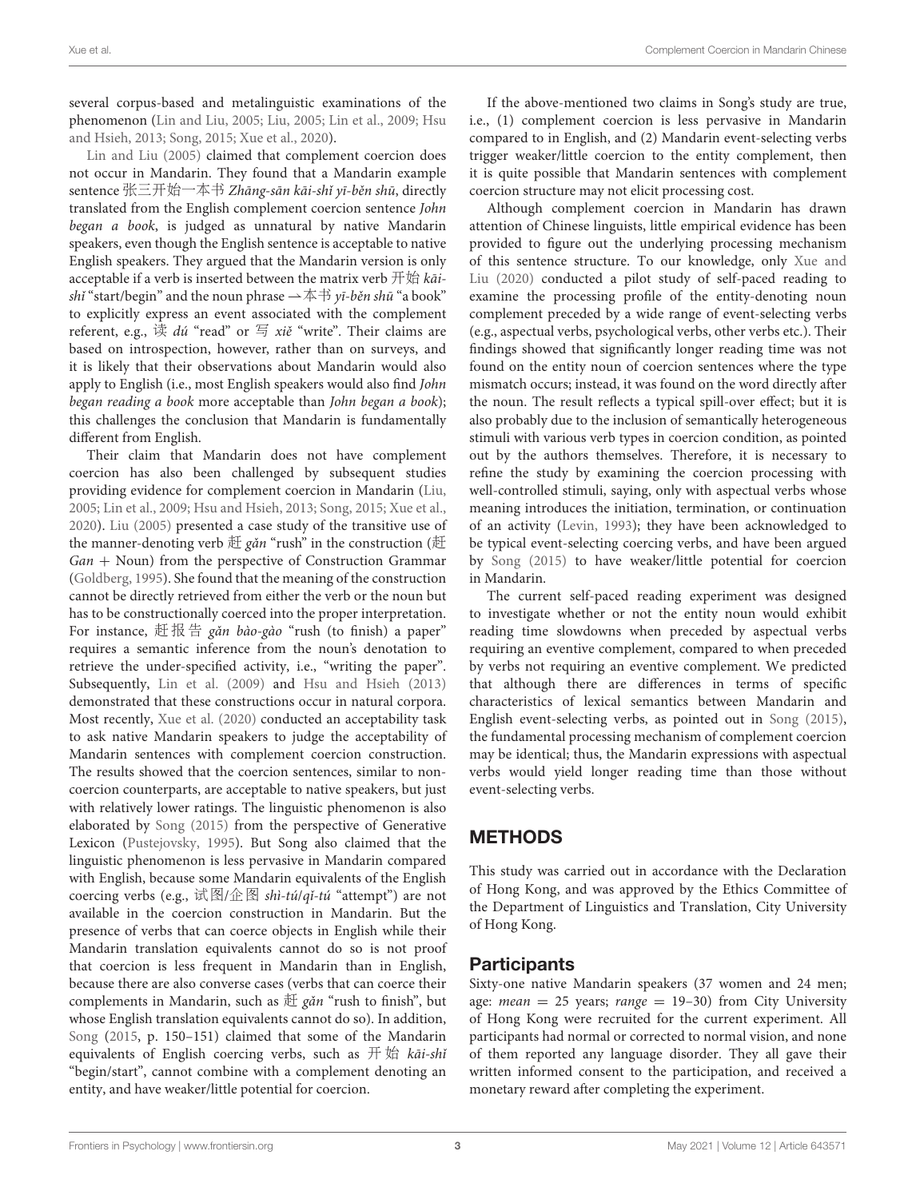several corpus-based and metalinguistic examinations of the phenomenon (Lin and Liu, 2005; Liu, 2005; Lin et al., 2009; Hsu and Hsieh, 2013; Song, 2015; Xue et al., 2020).

Lin and Liu (2005) claimed that complement coercion does not occur in Mandarin. They found that a Mandarin example sentence 张三开始一本书 *Zhāng-sān kāi-shǐ yī-běn shū*, directly translated from the English complement coercion sentence *John began a book*, is judged as unnatural by native Mandarin speakers, even though the English sentence is acceptable to native English speakers. They argued that the Mandarin version is only acceptable if a verb is inserted between the matrix verb 开始 *kāi-shǐ* "start/begin" and the noun phrase 一本书 *yī-běn shū* "a book" to explicitly express an event associated with the complement referent, e.g., 读 *dú* "read" or 写 *xiě* "write". Their claims are based on introspection, however, rather than on surveys, and it is likely that their observations about Mandarin would also apply to English (i.e., most English speakers would also find *John began reading a book* more acceptable than *John began a book*); this challenges the conclusion that Mandarin is fundamentally different from English.

Their claim that Mandarin does not have complement coercion has also been challenged by subsequent studies providing evidence for complement coercion in Mandarin (Liu, 2005; Lin et al., 2009; Hsu and Hsieh, 2013; Song, 2015; Xue et al., 2020). Liu (2005) presented a case study of the transitive use of the manner-denoting verb 赶 *gǎn* "rush" in the construction (赶 *Gan* + Noun) from the perspective of Construction Grammar (Goldberg, 1995). She found that the meaning of the construction cannot be directly retrieved from either the verb or the noun but has to be constructionally coerced into the proper interpretation. For instance, 赶报告 *gǎn bào-gào* "rush (to finish) a paper" requires a semantic inference from the noun's denotation to retrieve the under-specified activity, i.e., "writing the paper". Subsequently, Lin et al. (2009) and Hsu and Hsieh (2013) demonstrated that these constructions occur in natural corpora. Most recently, Xue et al. (2020) conducted an acceptability task to ask native Mandarin speakers to judge the acceptability of Mandarin sentences with complement coercion construction. The results showed that the coercion sentences, similar to non-coercion counterparts, are acceptable to native speakers, but just with relatively lower ratings. The linguistic phenomenon is also elaborated by Song (2015) from the perspective of Generative Lexicon (Pustejovsky, 1995). But Song also claimed that the linguistic phenomenon is less pervasive in Mandarin compared with English, because some Mandarin equivalents of the English coercing verbs (e.g., 试图/企图 *shì-tú*/*qǐ-tú* "attempt") are not available in the coercion construction in Mandarin. But the presence of verbs that can coerce objects in English while their Mandarin translation equivalents cannot do so is not proof that coercion is less frequent in Mandarin than in English, because there are also converse cases (verbs that can coerce their complements in Mandarin, such as 赶 *gǎn* "rush to finish", but whose English translation equivalents cannot do so). In addition, Song (2015, p. 150–151) claimed that some of the Mandarin equivalents of English coercing verbs, such as 开始 *kāi-shǐ* "begin/start", cannot combine with a complement denoting an entity, and have weaker/little potential for coercion.

If the above-mentioned two claims in Song's study are true, i.e., (1) complement coercion is less pervasive in Mandarin compared to in English, and (2) Mandarin event-selecting verbs trigger weaker/little coercion to the entity complement, then it is quite possible that Mandarin sentences with complement coercion structure may not elicit processing cost.

Although complement coercion in Mandarin has drawn attention of Chinese linguists, little empirical evidence has been provided to figure out the underlying processing mechanism of this sentence structure. To our knowledge, only Xue and Liu (2020) conducted a pilot study of self-paced reading to examine the processing profile of the entity-denoting noun complement preceded by a wide range of event-selecting verbs (e.g., aspectual verbs, psychological verbs, other verbs etc.). Their findings showed that significantly longer reading time was not found on the entity noun of coercion sentences where the type mismatch occurs; instead, it was found on the word directly after the noun. The result reflects a typical spill-over effect; but it is also probably due to the inclusion of semantically heterogeneous stimuli with various verb types in coercion condition, as pointed out by the authors themselves. Therefore, it is necessary to refine the study by examining the coercion processing with well-controlled stimuli, saying, only with aspectual verbs whose meaning introduces the initiation, termination, or continuation of an activity (Levin, 1993); they have been acknowledged to be typical event-selecting coercing verbs, and have been argued by Song (2015) to have weaker/little potential for coercion in Mandarin.

The current self-paced reading experiment was designed to investigate whether or not the entity noun would exhibit reading time slowdowns when preceded by aspectual verbs requiring an eventive complement, compared to when preceded by verbs not requiring an eventive complement. We predicted that although there are differences in terms of specific characteristics of lexical semantics between Mandarin and English event-selecting verbs, as pointed out in Song (2015), the fundamental processing mechanism of complement coercion may be identical; thus, the Mandarin expressions with aspectual verbs would yield longer reading time than those without event-selecting verbs.

## METHODS

This study was carried out in accordance with the Declaration of Hong Kong, and was approved by the Ethics Committee of the Department of Linguistics and Translation, City University of Hong Kong.

### Participants

Sixty-one native Mandarin speakers (37 women and 24 men; age: *mean* = 25 years; *range* = 19–30) from City University of Hong Kong were recruited for the current experiment. All participants had normal or corrected to normal vision, and none of them reported any language disorder. They all gave their written informed consent to the participation, and received a monetary reward after completing the experiment.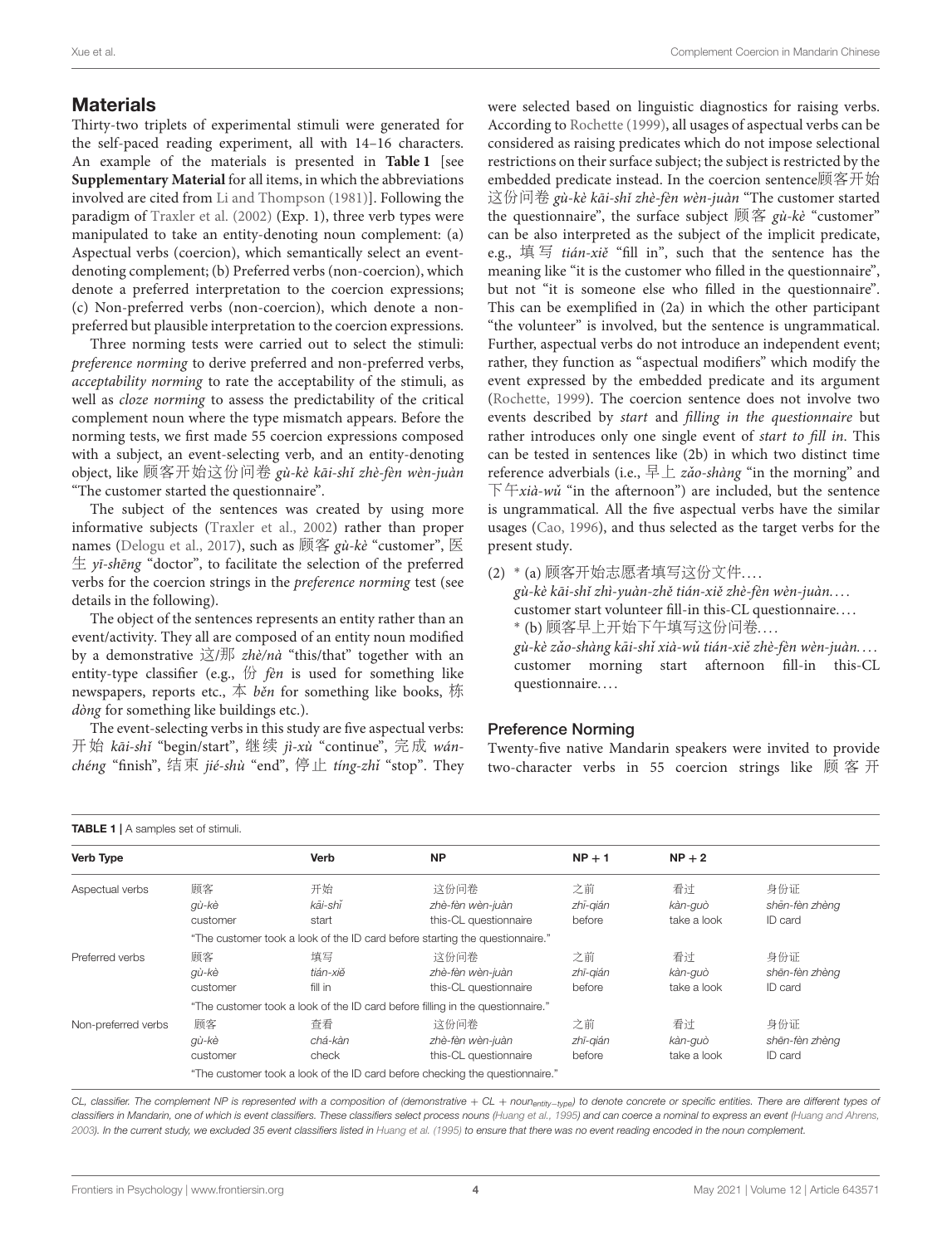## Materials

Thirty-two triplets of experimental stimuli were generated for the self-paced reading experiment, all with 14–16 characters. An example of the materials is presented in **Table 1** [see **Supplementary Material** for all items, in which the abbreviations involved are cited from Li and Thompson (1981)]. Following the paradigm of Traxler et al. (2002) (Exp. 1), three verb types were manipulated to take an entity-denoting noun complement: (a) Aspectual verbs (coercion), which semantically select an event-denoting complement; (b) Preferred verbs (non-coercion), which denote a preferred interpretation to the coercion expressions; (c) Non-preferred verbs (non-coercion), which denote a non-preferred but plausible interpretation to the coercion expressions.

Three norming tests were carried out to select the stimuli: *preference norming* to derive preferred and non-preferred verbs, *acceptability norming* to rate the acceptability of the stimuli, as well as *cloze norming* to assess the predictability of the critical complement noun where the type mismatch appears. Before the norming tests, we first made 55 coercion expressions composed with a subject, an event-selecting verb, and an entity-denoting object, like 顾客开始这份问卷 *gù-kè kāi-shǐ zhè-fèn wèn-juàn* "The customer started the questionnaire".

The subject of the sentences was created by using more informative subjects (Traxler et al., 2002) rather than proper names (Delogu et al., 2017), such as 顾客 *gù-kè* "customer", 医生 *yī-shēng* "doctor", to facilitate the selection of the preferred verbs for the coercion strings in the *preference norming* test (see details in the following).

The object of the sentences represents an entity rather than an event/activity. They all are composed of an entity noun modified by a demonstrative 这/那 *zhè/nà* "this/that" together with an entity-type classifier (e.g., 份 *fèn* is used for something like newspapers, reports etc., 本 *běn* for something like books, 栋 *dòng* for something like buildings etc.).

The event-selecting verbs in this study are five aspectual verbs: 开始 *kāi-shǐ* "begin/start", 继续 *jì-xù* "continue", 完成 *wán-chéng* "finish", 结束 *jié-shù* "end", 停止 *tíng-zhǐ* "stop". They were selected based on linguistic diagnostics for raising verbs. According to Rochette (1999), all usages of aspectual verbs can be considered as raising predicates which do not impose selectional restrictions on their surface subject; the subject is restricted by the embedded predicate instead. In the coercion sentence顾客开始这份问卷 *gù-kè kāi-shǐ zhè-fèn wèn-juàn* "The customer started the questionnaire", the surface subject 顾客 *gù-kè* "customer" can be also interpreted as the subject of the implicit predicate, e.g., 填写 *tián-xiě* "fill in", such that the sentence has the meaning like "it is the customer who filled in the questionnaire", but not "it is someone else who filled in the questionnaire". This can be exemplified in (2a) in which the other participant "the volunteer" is involved, but the sentence is ungrammatical. Further, aspectual verbs do not introduce an independent event; rather, they function as "aspectual modifiers" which modify the event expressed by the embedded predicate and its argument (Rochette, 1999). The coercion sentence does not involve two events described by *start* and *filling in the questionnaire* but rather introduces only one single event of *start to fill in*. This can be tested in sentences like (2b) in which two distinct time reference adverbials (i.e., 早上 *zǎo-shàng* "in the morning" and 下午*xià-wǔ* "in the afternoon") are included, but the sentence is ungrammatical. All the five aspectual verbs have the similar usages (Cao, 1996), and thus selected as the target verbs for the present study.

(2) \* (a) 顾客开始志愿者填写这份文件. . . .
*gù-kè kāi-shǐ zhì-yuàn-zhě tián-xiě zhè-fèn wèn-juàn. . . .*
customer start volunteer fill-in this-CL questionnaire. . . .
\* (b) 顾客早上开始下午填写这份问卷. . . .
*gù-kè zǎo-shàng kāi-shǐ xià-wǔ tián-xiě zhè-fèn wèn-juàn. . . .*
customer morning start afternoon fill-in this-CL questionnaire. . . .

### Preference Norming

Twenty-five native Mandarin speakers were invited to provide two-character verbs in 55 coercion strings like 顾客开

**TABLE 1** | A samples set of stimuli.

| Verb Type | | Verb | NP | NP + 1 | NP + 2 | |
|---|---|---|---|---|---|---|
| Aspectual verbs | 顾客<br>*gù-kè*<br>customer | 开始<br>*kāi-shǐ*<br>start | 这份问卷<br>*zhè-fèn wèn-juàn*<br>this-CL questionnaire | 之前<br>*zhī-qián*<br>before | 看过<br>*kàn-guò*<br>take a look | 身份证<br>*shēn-fèn zhèng*<br>ID card |
| | "The customer took a look of the ID card before starting the questionnaire." | | | | | |
| Preferred verbs | 顾客<br>*gù-kè*<br>customer | 填写<br>*tián-xiě*<br>fill in | 这份问卷<br>*zhè-fèn wèn-juàn*<br>this-CL questionnaire | 之前<br>*zhī-qián*<br>before | 看过<br>*kàn-guò*<br>take a look | 身份证<br>*shēn-fèn zhèng*<br>ID card |
| | "The customer took a look of the ID card before filling in the questionnaire." | | | | | |
| Non-preferred verbs | 顾客<br>*gù-kè*<br>customer | 查看<br>*chá-kàn*<br>check | 这份问卷<br>*zhè-fèn wèn-juàn*<br>this-CL questionnaire | 之前<br>*zhī-qián*<br>before | 看过<br>*kàn-guò*<br>take a look | 身份证<br>*shēn-fèn zhèng*<br>ID card |
| | "The customer took a look of the ID card before checking the questionnaire." | | | | | |

*CL, classifier. The complement NP is represented with a composition of (demonstrative + CL + noun$_{entity-type}$) to denote concrete or specific entities. There are different types of classifiers in Mandarin, one of which is event classifiers. These classifiers select process nouns (Huang et al., 1995) and can coerce a nominal to express an event (Huang and Ahrens, 2003). In the current study, we excluded 35 event classifiers listed in Huang et al. (1995) to ensure that there was no event reading encoded in the noun complement.*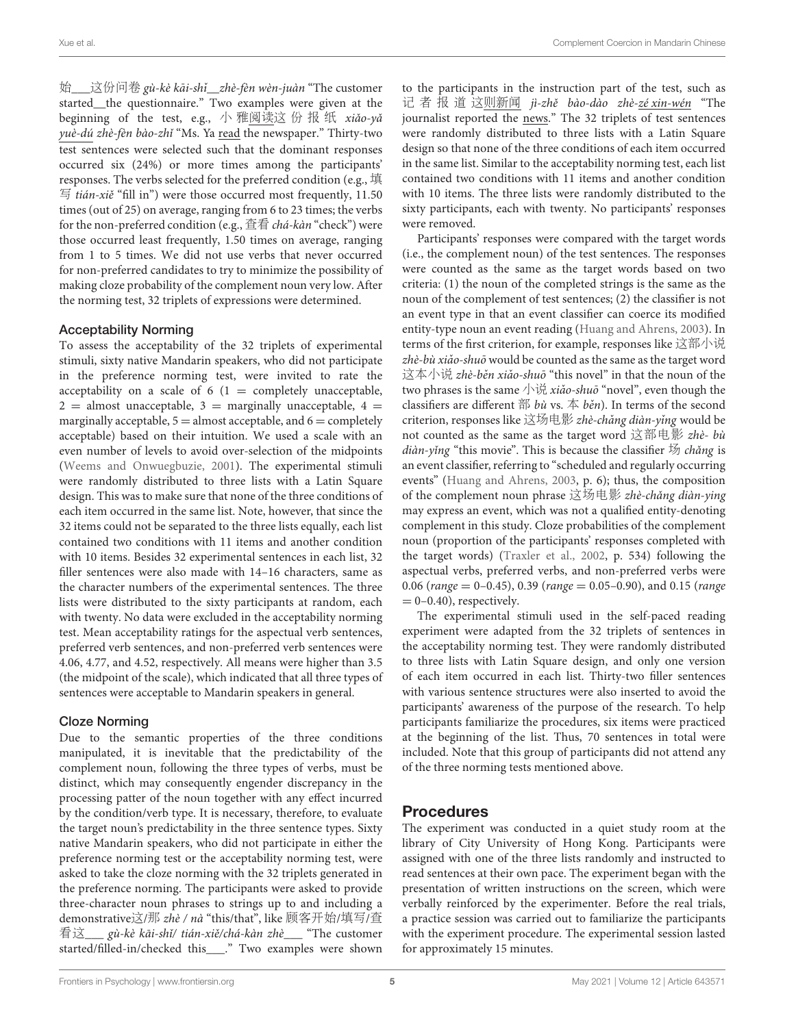始___这份问卷 *gù-kè kāi-shǐ__zhè-fèn wèn-juàn* "The customer started__the questionnaire." Two examples were given at the beginning of the test, e.g., 小雅阅读这份报纸 *xiǎo-yǎ yuè-dú zhè-fèn bào-zhǐ* "Ms. Ya read the newspaper." Thirty-two test sentences were selected such that the dominant responses occurred six (24%) or more times among the participants' responses. The verbs selected for the preferred condition (e.g., 填写 *tián-xiě* "fill in") were those occurred most frequently, 11.50 times (out of 25) on average, ranging from 6 to 23 times; the verbs for the non-preferred condition (e.g., 查看 *chá-kàn* "check") were those occurred least frequently, 1.50 times on average, ranging from 1 to 5 times. We did not use verbs that never occurred for non-preferred candidates to try to minimize the possibility of making cloze probability of the complement noun very low. After the norming test, 32 triplets of expressions were determined.

### Acceptability Norming

To assess the acceptability of the 32 triplets of experimental stimuli, sixty native Mandarin speakers, who did not participate in the preference norming test, were invited to rate the acceptability on a scale of 6 (1 = completely unacceptable, 2 = almost unacceptable, 3 = marginally unacceptable, 4 = marginally acceptable, 5 = almost acceptable, and 6 = completely acceptable) based on their intuition. We used a scale with an even number of levels to avoid over-selection of the midpoints (Weems and Onwuegbuzie, 2001). The experimental stimuli were randomly distributed to three lists with a Latin Square design. This was to make sure that none of the three conditions of each item occurred in the same list. Note, however, that since the 32 items could not be separated to the three lists equally, each list contained two conditions with 11 items and another condition with 10 items. Besides 32 experimental sentences in each list, 32 filler sentences were also made with 14–16 characters, same as the character numbers of the experimental sentences. The three lists were distributed to the sixty participants at random, each with twenty. No data were excluded in the acceptability norming test. Mean acceptability ratings for the aspectual verb sentences, preferred verb sentences, and non-preferred verb sentences were 4.06, 4.77, and 4.52, respectively. All means were higher than 3.5 (the midpoint of the scale), which indicated that all three types of sentences were acceptable to Mandarin speakers in general.

### Cloze Norming

Due to the semantic properties of the three conditions manipulated, it is inevitable that the predictability of the complement noun, following the three types of verbs, must be distinct, which may consequently engender discrepancy in the processing patter of the noun together with any effect incurred by the condition/verb type. It is necessary, therefore, to evaluate the target noun's predictability in the three sentence types. Sixty native Mandarin speakers, who did not participate in either the preference norming test or the acceptability norming test, were asked to take the cloze norming with the 32 triplets generated in the preference norming. The participants were asked to provide three-character noun phrases to strings up to and including a demonstrative这/那 *zhè / nà* "this/that", like 顾客开始/填写/查看这___ *gù-kè kāi-shǐ/ tián-xiě/chá-kàn zhè*___ "The customer started/filled-in/checked this___." Two examples were shown to the participants in the instruction part of the test, such as 记者报道这则新闻 *jì-zhě bào-dào zhè-zé xin-wén* "The journalist reported the news." The 32 triplets of test sentences were randomly distributed to three lists with a Latin Square design so that none of the three conditions of each item occurred in the same list. Similar to the acceptability norming test, each list contained two conditions with 11 items and another condition with 10 items. The three lists were randomly distributed to the sixty participants, each with twenty. No participants' responses were removed.

Participants' responses were compared with the target words (i.e., the complement noun) of the test sentences. The responses were counted as the same as the target words based on two criteria: (1) the noun of the completed strings is the same as the noun of the complement of test sentences; (2) the classifier is not an event type in that an event classifier can coerce its modified entity-type noun an event reading (Huang and Ahrens, 2003). In terms of the first criterion, for example, responses like 这部小说 *zhè-bù xiǎo-shuō* would be counted as the same as the target word 这本小说 *zhè-běn xiǎo-shuō* "this novel" in that the noun of the two phrases is the same 小说 *xiǎo-shuō* "novel", even though the classifiers are different 部 *bù* vs. 本 *běn*). In terms of the second criterion, responses like 这场电影 *zhè-chǎng diàn-yǐng* would be not counted as the same as the target word 这部电影 *zhè- bù diàn-yǐng* "this movie". This is because the classifier 场 *chǎng* is an event classifier, referring to "scheduled and regularly occurring events" (Huang and Ahrens, 2003, p. 6); thus, the composition of the complement noun phrase 这场电影 *zhè-chǎng diàn-ying* may express an event, which was not a qualified entity-denoting complement in this study. Cloze probabilities of the complement noun (proportion of the participants' responses completed with the target words) (Traxler et al., 2002, p. 534) following the aspectual verbs, preferred verbs, and non-preferred verbs were 0.06 (*range* = 0–0.45), 0.39 (*range* = 0.05–0.90), and 0.15 (*range* = 0–0.40), respectively.

The experimental stimuli used in the self-paced reading experiment were adapted from the 32 triplets of sentences in the acceptability norming test. They were randomly distributed to three lists with Latin Square design, and only one version of each item occurred in each list. Thirty-two filler sentences with various sentence structures were also inserted to avoid the participants' awareness of the purpose of the research. To help participants familiarize the procedures, six items were practiced at the beginning of the list. Thus, 70 sentences in total were included. Note that this group of participants did not attend any of the three norming tests mentioned above.

## Procedures

The experiment was conducted in a quiet study room at the library of City University of Hong Kong. Participants were assigned with one of the three lists randomly and instructed to read sentences at their own pace. The experiment began with the presentation of written instructions on the screen, which were verbally reinforced by the experimenter. Before the real trials, a practice session was carried out to familiarize the participants with the experiment procedure. The experimental session lasted for approximately 15 minutes.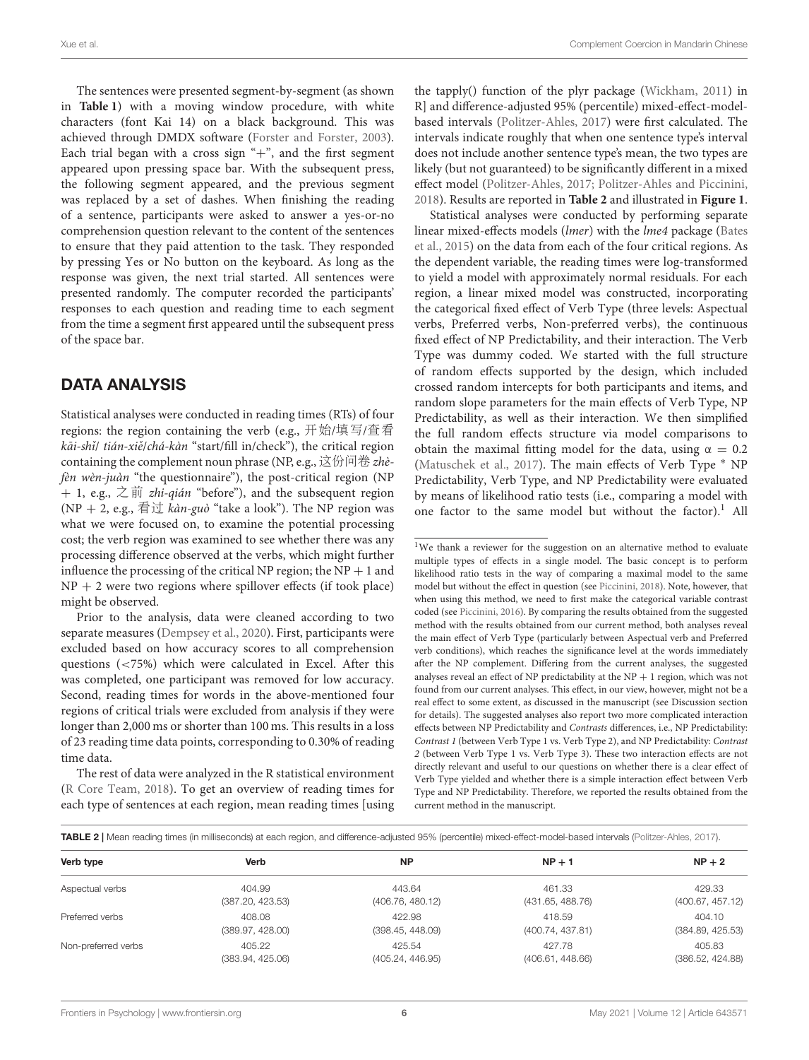The sentences were presented segment-by-segment (as shown in **Table 1**) with a moving window procedure, with white characters (font Kai 14) on a black background. This was achieved through DMDX software (Forster and Forster, 2003). Each trial began with a cross sign "+", and the first segment appeared upon pressing space bar. With the subsequent press, the following segment appeared, and the previous segment was replaced by a set of dashes. When finishing the reading of a sentence, participants were asked to answer a yes-or-no comprehension question relevant to the content of the sentences to ensure that they paid attention to the task. They responded by pressing Yes or No button on the keyboard. As long as the response was given, the next trial started. All sentences were presented randomly. The computer recorded the participants' responses to each question and reading time to each segment from the time a segment first appeared until the subsequent press of the space bar.

## DATA ANALYSIS

Statistical analyses were conducted in reading times (RTs) of four regions: the region containing the verb (e.g., 开始/填写/查看 *kāi-shǐ/ tián-xiě/chá-kàn* "start/fill in/check"), the critical region containing the complement noun phrase (NP, e.g., 这份问卷 *zhè-fèn wèn-juàn* "the questionnaire"), the post-critical region (NP + 1, e.g., 之前 *zhi-qián* "before"), and the subsequent region (NP + 2, e.g., 看过 *kàn-guò* "take a look"). The NP region was what we were focused on, to examine the potential processing cost; the verb region was examined to see whether there was any processing difference observed at the verbs, which might further influence the processing of the critical NP region; the NP + 1 and NP + 2 were two regions where spillover effects (if took place) might be observed.

Prior to the analysis, data were cleaned according to two separate measures (Dempsey et al., 2020). First, participants were excluded based on how accuracy scores to all comprehension questions (<75%) which were calculated in Excel. After this was completed, one participant was removed for low accuracy. Second, reading times for words in the above-mentioned four regions of critical trials were excluded from analysis if they were longer than 2,000 ms or shorter than 100 ms. This results in a loss of 23 reading time data points, corresponding to 0.30% of reading time data.

The rest of data were analyzed in the R statistical environment (R Core Team, 2018). To get an overview of reading times for each type of sentences at each region, mean reading times [using the tapply() function of the plyr package (Wickham, 2011) in R] and difference-adjusted 95% (percentile) mixed-effect-model-based intervals (Politzer-Ahles, 2017) were first calculated. The intervals indicate roughly that when one sentence type's interval does not include another sentence type's mean, the two types are likely (but not guaranteed) to be significantly different in a mixed effect model (Politzer-Ahles, 2017; Politzer-Ahles and Piccinini, 2018). Results are reported in **Table 2** and illustrated in **Figure 1**.

Statistical analyses were conducted by performing separate linear mixed-effects models (*lmer*) with the *lme4* package (Bates et al., 2015) on the data from each of the four critical regions. As the dependent variable, the reading times were log-transformed to yield a model with approximately normal residuals. For each region, a linear mixed model was constructed, incorporating the categorical fixed effect of Verb Type (three levels: Aspectual verbs, Preferred verbs, Non-preferred verbs), the continuous fixed effect of NP Predictability, and their interaction. The Verb Type was dummy coded. We started with the full structure of random effects supported by the design, which included crossed random intercepts for both participants and items, and random slope parameters for the main effects of Verb Type, NP Predictability, as well as their interaction. We then simplified the full random effects structure via model comparisons to obtain the maximal fitting model for the data, using $\alpha = 0.2$ (Matuschek et al., 2017). The main effects of Verb Type * NP Predictability, Verb Type, and NP Predictability were evaluated by means of likelihood ratio tests (i.e., comparing a model with one factor to the same model but without the factor).[1] All

[1]We thank a reviewer for the suggestion on an alternative method to evaluate multiple types of effects in a single model. The basic concept is to perform likelihood ratio tests in the way of comparing a maximal model to the same model but without the effect in question (see Piccinini, 2018). Note, however, that when using this method, we need to first make the categorical variable contrast coded (see Piccinini, 2016). By comparing the results obtained from the suggested method with the results obtained from our current method, both analyses reveal the main effect of Verb Type (particularly between Aspectual verb and Preferred verb conditions), which reaches the significance level at the words immediately after the NP complement. Differing from the current analyses, the suggested analyses reveal an effect of NP predictability at the NP + 1 region, which was not found from our current analyses. This effect, in our view, however, might not be a real effect to some extent, as discussed in the manuscript (see Discussion section for details). The suggested analyses also report two more complicated interaction effects between NP Predictability and *Contrasts* differences, i.e., NP Predictability: *Contrast 1* (between Verb Type 1 vs. Verb Type 2), and NP Predictability: *Contrast 2* (between Verb Type 1 vs. Verb Type 3). These two interaction effects are not directly relevant and useful to our questions on whether there is a clear effect of Verb Type yielded and whether there is a simple interaction effect between Verb Type and NP Predictability. Therefore, we reported the results obtained from the current method in the manuscript.

**TABLE 2** | Mean reading times (in milliseconds) at each region, and difference-adjusted 95% (percentile) mixed-effect-model-based intervals (Politzer-Ahles, 2017).

| Verb type | Verb | NP | NP + 1 | NP + 2 |
|---|---|---|---|---|
| Aspectual verbs | 404.99 (387.20, 423.53) | 443.64 (406.76, 480.12) | 461.33 (431.65, 488.76) | 429.33 (400.67, 457.12) |
| Preferred verbs | 408.08 (389.97, 428.00) | 422.98 (398.45, 448.09) | 418.59 (400.74, 437.81) | 404.10 (384.89, 425.53) |
| Non-preferred verbs | 405.22 (383.94, 425.06) | 425.54 (405.24, 446.95) | 427.78 (406.61, 448.66) | 405.83 (386.52, 424.88) |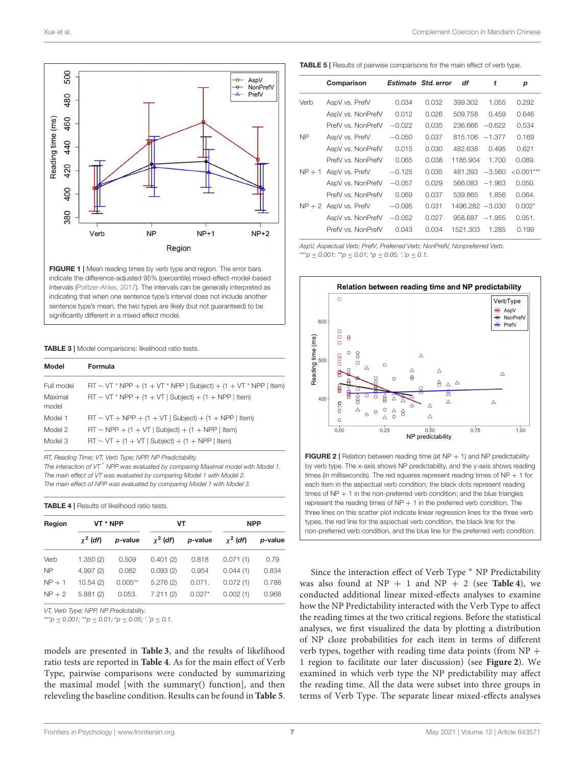**FIGURE 1** | Mean reading times by verb type and region. The error bars indicate the difference-adjusted 95% (percentile) mixed-effect-model-based intervals (Politzer-Ahles, 2017). The intervals can be generally interpreted as indicating that when one sentence type's interval does not include another sentence type's mean, the two types are likely (but not guaranteed) to be significantly different in a mixed effect model.

**TABLE 3** | Model comparisons: likelihood ratio tests.

| Model | Formula |
|---|---|
| Full model | RT ~ VT * NPP + (1 + VT * NPP \| Subject) + (1 + VT * NPP \| Item) |
| Maximal model | RT ~ VT * NPP + (1 + VT \| Subject) + (1 + NPP \| Item) |
| Model 1 | RT ~ VT + NPP + (1 + VT \| Subject) + (1 + NPP \| Item) |
| Model 2 | RT ~ NPP + (1 + VT \| Subject) + (1 + NPP \| Item) |
| Model 3 | RT ~ VT + (1 + VT \| Subject) + (1 + NPP \| Item) |

*RT, Reading Time; VT, Verb Type; NPP, NP Predictability.*
*The interaction of VT * NPP was evaluated by comparing Maximal model with Model 1.*
*The main effect of VT was evaluated by comparing Model 1 with Model 2.*
*The main effect of NPP was evaluated by comparing Model 1 with Model 3.*

**TABLE 4** | Results of likelihood ratio tests.

| Region | VT * NPP | | VT | | NPP | |
|---|---|---|---|---|---|---|
| | $\chi^2$ (*df*) | *p*-value | $\chi^2$ (*df*) | *p*-value | $\chi^2$ (*df*) | *p*-value |
| Verb | 1.350 (2) | 0.509 | 0.401 (2) | 0.818 | 0.071 (1) | 0.79 |
| NP | 4.997 (2) | 0.082 | 0.093 (2) | 0.954 | 0.044 (1) | 0.834 |
| NP + 1 | 10.54 (2) | 0.005** | 5.276 (2) | 0.071. | 0.072 (1) | 0.788 |
| NP + 2 | 5.881 (2) | 0.053. | 7.211 (2) | 0.027* | 0.002 (1) | 0.968 |

*VT, Verb Type; NPP, NP Predictability.*
*\*\*\*p ≤ 0.001; \*\*p ≤ 0.01; \*p ≤ 0.05; '.'p ≤ 0.1.*

models are presented in **Table 3**, and the results of likelihood ratio tests are reported in **Table 4**. As for the main effect of Verb Type, pairwise comparisons were conducted by summarizing the maximal model [with the summary() function], and then releveling the baseline condition. Results can be found in **Table 5**.

**TABLE 5** | Results of pairwise comparisons for the main effect of verb type.

| | Comparison | *Estimate* | *Std. error* | *df* | *t* | *p* |
|---|---|---|---|---|---|---|
| Verb | AspV vs. PrefV | 0.034 | 0.032 | 399.302 | 1.055 | 0.292 |
| | AspV vs. NonPrefV | 0.012 | 0.026 | 509.758 | 0.459 | 0.646 |
| | PrefV vs. NonPrefV | −0.022 | 0.035 | 236.666 | −0.622 | 0.534 |
| NP | AspV vs. PrefV | −0.050 | 0.037 | 815.106 | −1.377 | 0.169 |
| | AspV vs. NonPrefV | 0.015 | 0.030 | 482.638 | 0.495 | 0.621 |
| | PrefV vs. NonPrefV | 0.065 | 0.038 | 1185.904 | 1.700 | 0.089. |
| NP + 1 | AspV vs. PrefV | −0.125 | 0.035 | 481.393 | −3.560 | <0.001*** |
| | AspV vs. NonPrefV | −0.057 | 0.029 | 566.083 | −1.963 | 0.050. |
| | PrefV vs. NonPrefV | 0.069 | 0.037 | 539.865 | 1.856 | 0.064. |
| NP + 2 | AspV vs. PrefV | −0.095 | 0.031 | 1496.282 | −3.030 | 0.002* |
| | AspV vs. NonPrefV | −0.052 | 0.027 | 958.687 | −1.955 | 0.051. |
| | PrefV vs. NonPrefV | 0.043 | 0.034 | 1521.303 | 1.285 | 0.199 |

*AspV, Aspectual Verb; PrefV, Preferred Verb; NonPrefV, Nonpreferred Verb.*
*\*\*\*p ≤ 0.001; \*\*p ≤ 0.01; \*p ≤ 0.05; '.'p ≤ 0.1.*

**FIGURE 2** | Relation between reading time (at NP + 1) and NP predictability by verb type. The x-axis shows NP predictability, and the y-axis shows reading times (in milliseconds). The red squares represent reading times of NP + 1 for each item in the aspectual verb condition; the black dots represent reading times of NP + 1 in the non-preferred verb condition; and the blue triangles represent the reading times of NP + 1 in the preferred verb condition. The three lines on this scatter plot indicate linear regression lines for the three verb types, the red line for the aspectual verb condition, the black line for the non-preferred verb condition, and the blue line for the preferred verb condition.

Since the interaction effect of Verb Type * NP Predictability was also found at NP + 1 and NP + 2 (see **Table 4**), we conducted additional linear mixed-effects analyses to examine how the NP Predictability interacted with the Verb Type to affect the reading times at the two critical regions. Before the statistical analyses, we first visualized the data by plotting a distribution of NP cloze probabilities for each item in terms of different verb types, together with reading time data points (from NP + 1 region to facilitate our later discussion) (see **Figure 2**). We examined in which verb type the NP predictability may affect the reading time. All the data were subset into three groups in terms of Verb Type. The separate linear mixed-effects analyses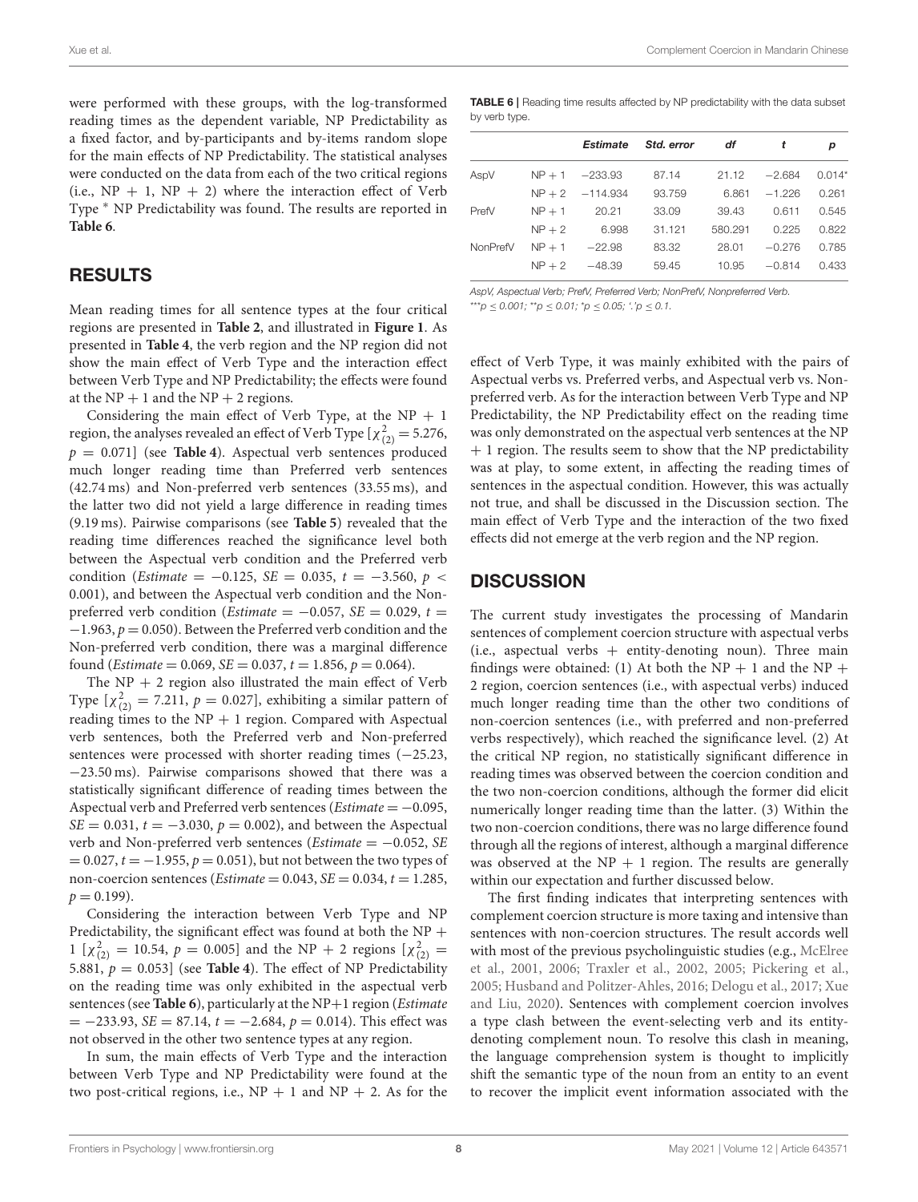were performed with these groups, with the log-transformed reading times as the dependent variable, NP Predictability as a fixed factor, and by-participants and by-items random slope for the main effects of NP Predictability. The statistical analyses were conducted on the data from each of the two critical regions (i.e., NP + 1, NP + 2) where the interaction effect of Verb Type * NP Predictability was found. The results are reported in **Table 6**.

## RESULTS

Mean reading times for all sentence types at the four critical regions are presented in **Table 2**, and illustrated in **Figure 1**. As presented in **Table 4**, the verb region and the NP region did not show the main effect of Verb Type and the interaction effect between Verb Type and NP Predictability; the effects were found at the NP + 1 and the NP + 2 regions.

Considering the main effect of Verb Type, at the NP + 1 region, the analyses revealed an effect of Verb Type [$\chi^2_{(2)} = 5.276$, $p = 0.071$] (see **Table 4**). Aspectual verb sentences produced much longer reading time than Preferred verb sentences (42.74 ms) and Non-preferred verb sentences (33.55 ms), and the latter two did not yield a large difference in reading times (9.19 ms). Pairwise comparisons (see **Table 5**) revealed that the reading time differences reached the significance level both between the Aspectual verb condition and the Preferred verb condition (*Estimate* = −0.125, *SE* = 0.035, $t = -3.560$, $p < 0.001$), and between the Aspectual verb condition and the Non-preferred verb condition (*Estimate* = −0.057, *SE* = 0.029, $t = -1.963$, $p = 0.050$). Between the Preferred verb condition and the Non-preferred verb condition, there was a marginal difference found (*Estimate* = 0.069, *SE* = 0.037, $t = 1.856$, $p = 0.064$).

The NP + 2 region also illustrated the main effect of Verb Type [$\chi^2_{(2)} = 7.211$, $p = 0.027$], exhibiting a similar pattern of reading times to the NP + 1 region. Compared with Aspectual verb sentences, both the Preferred verb and Non-preferred sentences were processed with shorter reading times (−25.23, −23.50 ms). Pairwise comparisons showed that there was a statistically significant difference of reading times between the Aspectual verb and Preferred verb sentences (*Estimate* = −0.095, *SE* = 0.031, $t = -3.030$, $p = 0.002$), and between the Aspectual verb and Non-preferred verb sentences (*Estimate* = −0.052, *SE* = 0.027, $t = -1.955$, $p = 0.051$), but not between the two types of non-coercion sentences (*Estimate* = 0.043, *SE* = 0.034, $t = 1.285$, $p = 0.199$).

Considering the interaction between Verb Type and NP Predictability, the significant effect was found at both the NP + 1 [$\chi^2_{(2)} = 10.54$, $p = 0.005$] and the NP + 2 regions [$\chi^2_{(2)} = 5.881$, $p = 0.053$] (see **Table 4**). The effect of NP Predictability on the reading time was only exhibited in the aspectual verb sentences (see **Table 6**), particularly at the NP+1 region (*Estimate* = −233.93, *SE* = 87.14, $t = -2.684$, $p = 0.014$). This effect was not observed in the other two sentence types at any region.

In sum, the main effects of Verb Type and the interaction between Verb Type and NP Predictability were found at the two post-critical regions, i.e., NP + 1 and NP + 2. As for the effect of Verb Type, it was mainly exhibited with the pairs of Aspectual verbs vs. Preferred verbs, and Aspectual verb vs. Non-preferred verb. As for the interaction between Verb Type and NP Predictability, the NP Predictability effect on the reading time was only demonstrated on the aspectual verb sentences at the NP + 1 region. The results seem to show that the NP predictability was at play, to some extent, in affecting the reading times of sentences in the aspectual condition. However, this was actually not true, and shall be discussed in the Discussion section. The main effect of Verb Type and the interaction of the two fixed effects did not emerge at the verb region and the NP region.

**TABLE 6** | Reading time results affected by NP predictability with the data subset by verb type.

| | | *Estimate* | *Std. error* | *df* | *t* | *p* |
|---|---|---|---|---|---|---|
| AspV | NP + 1 | −233.93 | 87.14 | 21.12 | −2.684 | 0.014* |
| | NP + 2 | −114.934 | 93.759 | 6.861 | −1.226 | 0.261 |
| PrefV | NP + 1 | 20.21 | 33.09 | 39.43 | 0.611 | 0.545 |
| | NP + 2 | 6.998 | 31.121 | 580.291 | 0.225 | 0.822 |
| NonPrefV | NP + 1 | −22.98 | 83.32 | 28.01 | −0.276 | 0.785 |
| | NP + 2 | −48.39 | 59.45 | 10.95 | −0.814 | 0.433 |

*AspV, Aspectual Verb; PrefV, Preferred Verb; NonPrefV, Nonpreferred Verb.*
*\*\*\*p ≤ 0.001; \*\*p ≤ 0.01; \*p ≤ 0.05; '.'p ≤ 0.1.*

## DISCUSSION

The current study investigates the processing of Mandarin sentences of complement coercion structure with aspectual verbs (i.e., aspectual verbs + entity-denoting noun). Three main findings were obtained: (1) At both the NP + 1 and the NP + 2 region, coercion sentences (i.e., with aspectual verbs) induced much longer reading time than the other two conditions of non-coercion sentences (i.e., with preferred and non-preferred verbs respectively), which reached the significance level. (2) At the critical NP region, no statistically significant difference in reading times was observed between the coercion condition and the two non-coercion conditions, although the former did elicit numerically longer reading time than the latter. (3) Within the two non-coercion conditions, there was no large difference found through all the regions of interest, although a marginal difference was observed at the NP + 1 region. The results are generally within our expectation and further discussed below.

The first finding indicates that interpreting sentences with complement coercion structure is more taxing and intensive than sentences with non-coercion structures. The result accords well with most of the previous psycholinguistic studies (e.g., McElree et al., 2001, 2006; Traxler et al., 2002, 2005; Pickering et al., 2005; Husband and Politzer-Ahles, 2016; Delogu et al., 2017; Xue and Liu, 2020). Sentences with complement coercion involves a type clash between the event-selecting verb and its entity-denoting complement noun. To resolve this clash in meaning, the language comprehension system is thought to implicitly shift the semantic type of the noun from an entity to an event to recover the implicit event information associated with the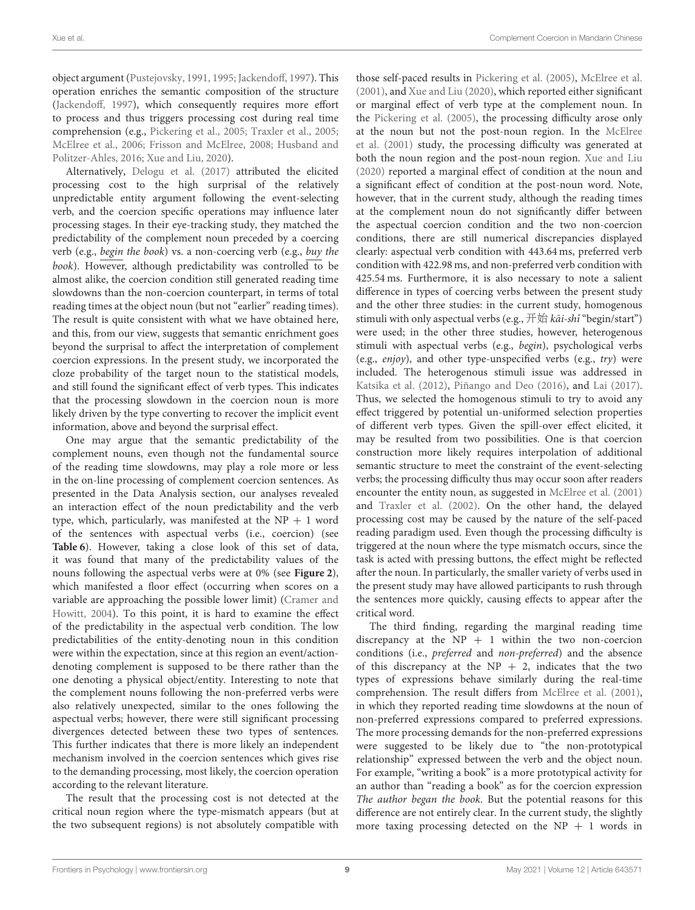object argument (Pustejovsky, 1991, 1995; Jackendoff, 1997). This operation enriches the semantic composition of the structure (Jackendoff, 1997), which consequently requires more effort to process and thus triggers processing cost during real time comprehension (e.g., Pickering et al., 2005; Traxler et al., 2005; McElree et al., 2006; Frisson and McElree, 2008; Husband and Politzer-Ahles, 2016; Xue and Liu, 2020).

Alternatively, Delogu et al. (2017) attributed the elicited processing cost to the high surprisal of the relatively unpredictable entity argument following the event-selecting verb, and the coercion specific operations may influence later processing stages. In their eye-tracking study, they matched the predictability of the complement noun preceded by a coercing verb (e.g., *begin the book*) vs. a non-coercing verb (e.g., *buy the book*). However, although predictability was controlled to be almost alike, the coercion condition still generated reading time slowdowns than the non-coercion counterpart, in terms of total reading times at the object noun (but not "earlier" reading times). The result is quite consistent with what we have obtained here, and this, from our view, suggests that semantic enrichment goes beyond the surprisal to affect the interpretation of complement coercion expressions. In the present study, we incorporated the cloze probability of the target noun to the statistical models, and still found the significant effect of verb types. This indicates that the processing slowdown in the coercion noun is more likely driven by the type converting to recover the implicit event information, above and beyond the surprisal effect.

One may argue that the semantic predictability of the complement nouns, even though not the fundamental source of the reading time slowdowns, may play a role more or less in the on-line processing of complement coercion sentences. As presented in the Data Analysis section, our analyses revealed an interaction effect of the noun predictability and the verb type, which, particularly, was manifested at the NP + 1 word of the sentences with aspectual verbs (i.e., coercion) (see **Table 6**). However, taking a close look of this set of data, it was found that many of the predictability values of the nouns following the aspectual verbs were at 0% (see **Figure 2**), which manifested a floor effect (occurring when scores on a variable are approaching the possible lower limit) (Cramer and Howitt, 2004). To this point, it is hard to examine the effect of the predictability in the aspectual verb condition. The low predictabilities of the entity-denoting noun in this condition were within the expectation, since at this region an event/action-denoting complement is supposed to be there rather than the one denoting a physical object/entity. Interesting to note that the complement nouns following the non-preferred verbs were also relatively unexpected, similar to the ones following the aspectual verbs; however, there were still significant processing divergences detected between these two types of sentences. This further indicates that there is more likely an independent mechanism involved in the coercion sentences which gives rise to the demanding processing, most likely, the coercion operation according to the relevant literature.

The result that the processing cost is not detected at the critical noun region where the type-mismatch appears (but at the two subsequent regions) is not absolutely compatible with those self-paced results in Pickering et al. (2005), McElree et al. (2001), and Xue and Liu (2020), which reported either significant or marginal effect of verb type at the complement noun. In the Pickering et al. (2005), the processing difficulty arose only at the noun but not the post-noun region. In the McElree et al. (2001) study, the processing difficulty was generated at both the noun region and the post-noun region. Xue and Liu (2020) reported a marginal effect of condition at the noun and a significant effect of condition at the post-noun word. Note, however, that in the current study, although the reading times at the complement noun do not significantly differ between the aspectual coercion condition and the two non-coercion conditions, there are still numerical discrepancies displayed clearly: aspectual verb condition with 443.64 ms, preferred verb condition with 422.98 ms, and non-preferred verb condition with 425.54 ms. Furthermore, it is also necessary to note a salient difference in types of coercing verbs between the present study and the other three studies: in the current study, homogenous stimuli with only aspectual verbs (e.g., 开始 *kāi-shǐ* "begin/start") were used; in the other three studies, however, heterogenous stimuli with aspectual verbs (e.g., *begin*), psychological verbs (e.g., *enjoy*), and other type-unspecified verbs (e.g., *try*) were included. The heterogenous stimuli issue was addressed in Katsika et al. (2012), Piñango and Deo (2016), and Lai (2017). Thus, we selected the homogenous stimuli to try to avoid any effect triggered by potential un-uniformed selection properties of different verb types. Given the spill-over effect elicited, it may be resulted from two possibilities. One is that coercion construction more likely requires interpolation of additional semantic structure to meet the constraint of the event-selecting verbs; the processing difficulty thus may occur soon after readers encounter the entity noun, as suggested in McElree et al. (2001) and Traxler et al. (2002). On the other hand, the delayed processing cost may be caused by the nature of the self-paced reading paradigm used. Even though the processing difficulty is triggered at the noun where the type mismatch occurs, since the task is acted with pressing buttons, the effect might be reflected after the noun. In particularly, the smaller variety of verbs used in the present study may have allowed participants to rush through the sentences more quickly, causing effects to appear after the critical word.

The third finding, regarding the marginal reading time discrepancy at the NP + 1 within the two non-coercion conditions (i.e., *preferred* and *non-preferred*) and the absence of this discrepancy at the NP + 2, indicates that the two types of expressions behave similarly during the real-time comprehension. The result differs from McElree et al. (2001), in which they reported reading time slowdowns at the noun of non-preferred expressions compared to preferred expressions. The more processing demands for the non-preferred expressions were suggested to be likely due to "the non-prototypical relationship" expressed between the verb and the object noun. For example, "writing a book" is a more prototypical activity for an author than "reading a book" as for the coercion expression *The author began the book*. But the potential reasons for this difference are not entirely clear. In the current study, the slightly more taxing processing detected on the NP + 1 words in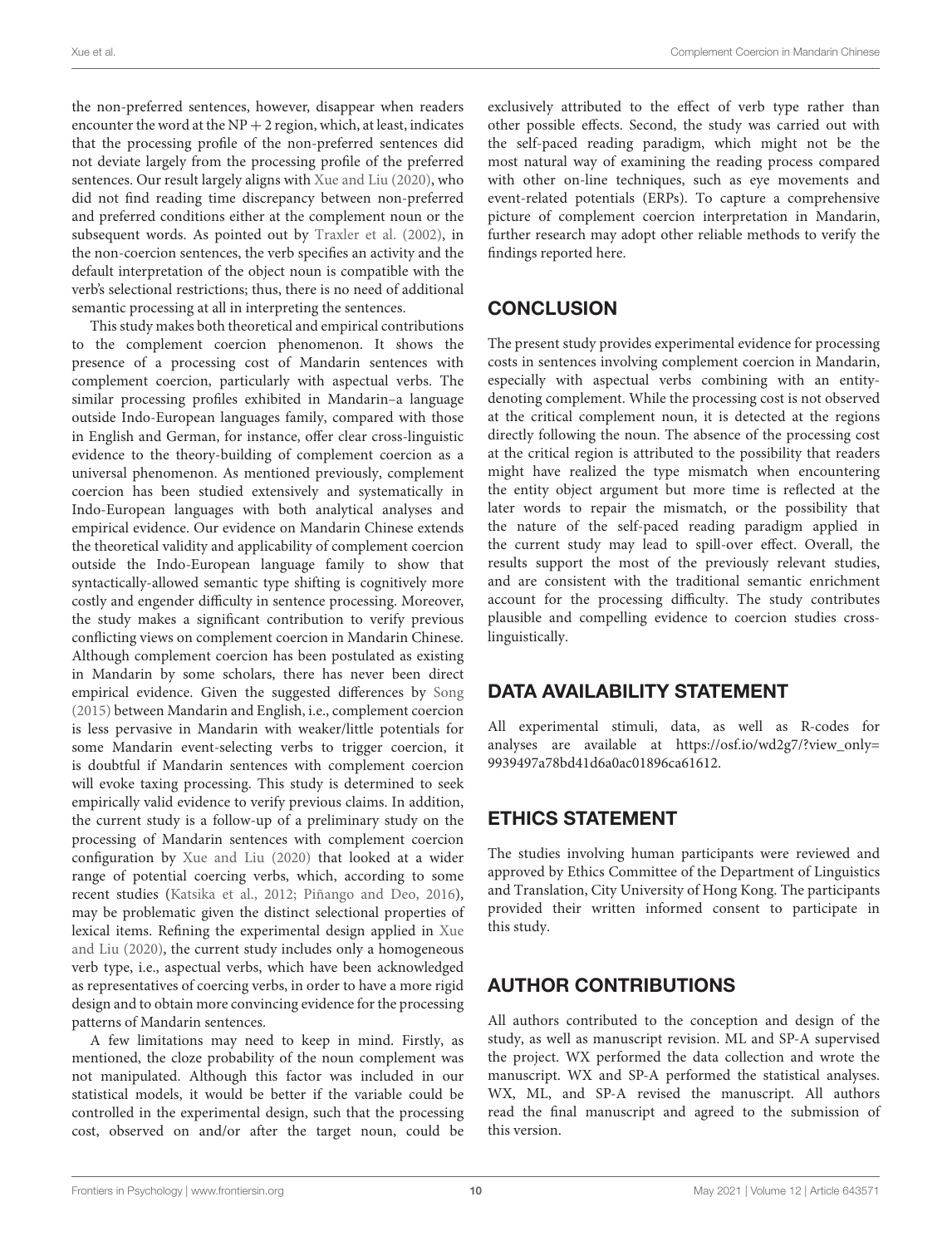the non-preferred sentences, however, disappear when readers encounter the word at the NP + 2 region, which, at least, indicates that the processing profile of the non-preferred sentences did not deviate largely from the processing profile of the preferred sentences. Our result largely aligns with Xue and Liu (2020), who did not find reading time discrepancy between non-preferred and preferred conditions either at the complement noun or the subsequent words. As pointed out by Traxler et al. (2002), in the non-coercion sentences, the verb specifies an activity and the default interpretation of the object noun is compatible with the verb's selectional restrictions; thus, there is no need of additional semantic processing at all in interpreting the sentences.

This study makes both theoretical and empirical contributions to the complement coercion phenomenon. It shows the presence of a processing cost of Mandarin sentences with complement coercion, particularly with aspectual verbs. The similar processing profiles exhibited in Mandarin–a language outside Indo-European languages family, compared with those in English and German, for instance, offer clear cross-linguistic evidence to the theory-building of complement coercion as a universal phenomenon. As mentioned previously, complement coercion has been studied extensively and systematically in Indo-European languages with both analytical analyses and empirical evidence. Our evidence on Mandarin Chinese extends the theoretical validity and applicability of complement coercion outside the Indo-European language family to show that syntactically-allowed semantic type shifting is cognitively more costly and engender difficulty in sentence processing. Moreover, the study makes a significant contribution to verify previous conflicting views on complement coercion in Mandarin Chinese. Although complement coercion has been postulated as existing in Mandarin by some scholars, there has never been direct empirical evidence. Given the suggested differences by Song (2015) between Mandarin and English, i.e., complement coercion is less pervasive in Mandarin with weaker/little potentials for some Mandarin event-selecting verbs to trigger coercion, it is doubtful if Mandarin sentences with complement coercion will evoke taxing processing. This study is determined to seek empirically valid evidence to verify previous claims. In addition, the current study is a follow-up of a preliminary study on the processing of Mandarin sentences with complement coercion configuration by Xue and Liu (2020) that looked at a wider range of potential coercing verbs, which, according to some recent studies (Katsika et al., 2012; Piñango and Deo, 2016), may be problematic given the distinct selectional properties of lexical items. Refining the experimental design applied in Xue and Liu (2020), the current study includes only a homogeneous verb type, i.e., aspectual verbs, which have been acknowledged as representatives of coercing verbs, in order to have a more rigid design and to obtain more convincing evidence for the processing patterns of Mandarin sentences.

A few limitations may need to keep in mind. Firstly, as mentioned, the cloze probability of the noun complement was not manipulated. Although this factor was included in our statistical models, it would be better if the variable could be controlled in the experimental design, such that the processing cost, observed on and/or after the target noun, could be exclusively attributed to the effect of verb type rather than other possible effects. Second, the study was carried out with the self-paced reading paradigm, which might not be the most natural way of examining the reading process compared with other on-line techniques, such as eye movements and event-related potentials (ERPs). To capture a comprehensive picture of complement coercion interpretation in Mandarin, further research may adopt other reliable methods to verify the findings reported here.

## CONCLUSION

The present study provides experimental evidence for processing costs in sentences involving complement coercion in Mandarin, especially with aspectual verbs combining with an entity-denoting complement. While the processing cost is not observed at the critical complement noun, it is detected at the regions directly following the noun. The absence of the processing cost at the critical region is attributed to the possibility that readers might have realized the type mismatch when encountering the entity object argument but more time is reflected at the later words to repair the mismatch, or the possibility that the nature of the self-paced reading paradigm applied in the current study may lead to spill-over effect. Overall, the results support the most of the previously relevant studies, and are consistent with the traditional semantic enrichment account for the processing difficulty. The study contributes plausible and compelling evidence to coercion studies cross-linguistically.

## DATA AVAILABILITY STATEMENT

All experimental stimuli, data, as well as R-codes for analyses are available at https://osf.io/wd2g7/?view_only=9939497a78bd41d6a0ac01896ca61612.

## ETHICS STATEMENT

The studies involving human participants were reviewed and approved by Ethics Committee of the Department of Linguistics and Translation, City University of Hong Kong. The participants provided their written informed consent to participate in this study.

## AUTHOR CONTRIBUTIONS

All authors contributed to the conception and design of the study, as well as manuscript revision. ML and SP-A supervised the project. WX performed the data collection and wrote the manuscript. WX and SP-A performed the statistical analyses. WX, ML, and SP-A revised the manuscript. All authors read the final manuscript and agreed to the submission of this version.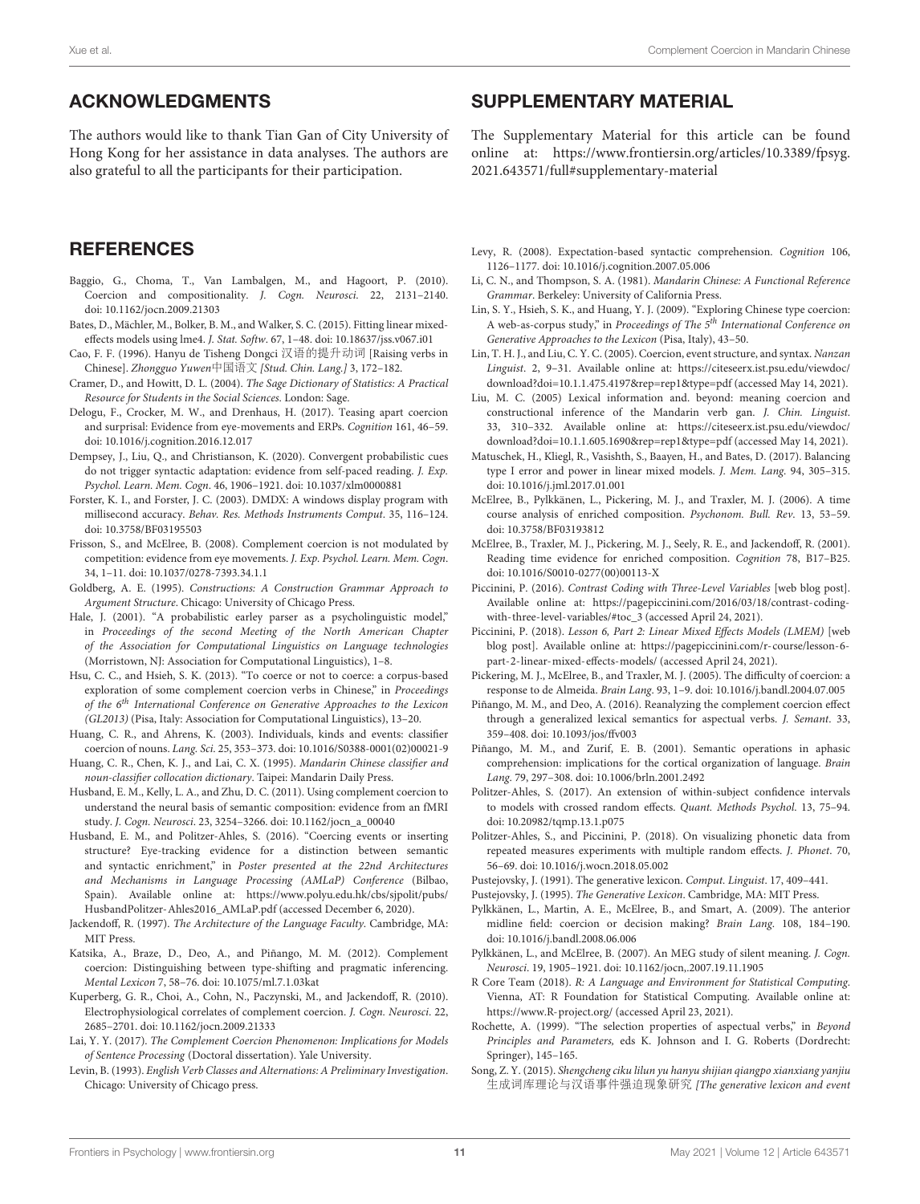## ACKNOWLEDGMENTS

The authors would like to thank Tian Gan of City University of Hong Kong for her assistance in data analyses. The authors are also grateful to all the participants for their participation.

## SUPPLEMENTARY MATERIAL

The Supplementary Material for this article can be found online at: https://www.frontiersin.org/articles/10.3389/fpsyg.2021.643571/full#supplementary-material

## REFERENCES

Baggio, G., Choma, T., Van Lambalgen, M., and Hagoort, P. (2010). Coercion and compositionality. *J. Cogn. Neurosci.* 22, 2131–2140. doi: 10.1162/jocn.2009.21303

Bates, D., Mächler, M., Bolker, B. M., and Walker, S. C. (2015). Fitting linear mixed-effects models using lme4. *J. Stat. Softw*. 67, 1–48. doi: 10.18637/jss.v067.i01

Cao, F. F. (1996). Hanyu de Tisheng Dongci 汉语的提升动词 [Raising verbs in Chinese]. *Zhongguo Yuwen*中国语文 *[Stud. Chin. Lang.]* 3, 172–182.

Cramer, D., and Howitt, D. L. (2004). *The Sage Dictionary of Statistics: A Practical Resource for Students in the Social Sciences*. London: Sage.

Delogu, F., Crocker, M. W., and Drenhaus, H. (2017). Teasing apart coercion and surprisal: Evidence from eye-movements and ERPs. *Cognition* 161, 46–59. doi: 10.1016/j.cognition.2016.12.017

Dempsey, J., Liu, Q., and Christianson, K. (2020). Convergent probabilistic cues do not trigger syntactic adaptation: evidence from self-paced reading. *J. Exp. Psychol. Learn. Mem. Cogn*. 46, 1906–1921. doi: 10.1037/xlm0000881

Forster, K. I., and Forster, J. C. (2003). DMDX: A windows display program with millisecond accuracy. *Behav. Res. Methods Instruments Comput*. 35, 116–124. doi: 10.3758/BF03195503

Frisson, S., and McElree, B. (2008). Complement coercion is not modulated by competition: evidence from eye movements. *J. Exp. Psychol. Learn. Mem. Cogn*. 34, 1–11. doi: 10.1037/0278-7393.34.1.1

Goldberg, A. E. (1995). *Constructions: A Construction Grammar Approach to Argument Structure*. Chicago: University of Chicago Press.

Hale, J. (2001). "A probabilistic earley parser as a psycholinguistic model," in *Proceedings of the second Meeting of the North American Chapter of the Association for Computational Linguistics on Language technologies* (Morristown, NJ: Association for Computational Linguistics), 1–8.

Hsu, C. C., and Hsieh, S. K. (2013). "To coerce or not to coerce: a corpus-based exploration of some complement coercion verbs in Chinese," in *Proceedings of the 6th International Conference on Generative Approaches to the Lexicon (GL2013)* (Pisa, Italy: Association for Computational Linguistics), 13–20.

Huang, C. R., and Ahrens, K. (2003). Individuals, kinds and events: classifier coercion of nouns. *Lang. Sci*. 25, 353–373. doi: 10.1016/S0388-0001(02)00021-9

Huang, C. R., Chen, K. J., and Lai, C. X. (1995). *Mandarin Chinese classifier and noun-classifier collocation dictionary*. Taipei: Mandarin Daily Press.

Husband, E. M., Kelly, L. A., and Zhu, D. C. (2011). Using complement coercion to understand the neural basis of semantic composition: evidence from an fMRI study. *J. Cogn. Neurosci*. 23, 3254–3266. doi: 10.1162/jocn_a_00040

Husband, E. M., and Politzer-Ahles, S. (2016). "Coercing events or inserting structure? Eye-tracking evidence for a distinction between semantic and syntactic enrichment," in *Poster presented at the 22nd Architectures and Mechanisms in Language Processing (AMLaP) Conference* (Bilbao, Spain). Available online at: https://www.polyu.edu.hk/cbs/sjpolit/pubs/HusbandPolitzer-Ahles2016_AMLaP.pdf (accessed December 6, 2020).

Jackendoff, R. (1997). *The Architecture of the Language Faculty*. Cambridge, MA: MIT Press.

Katsika, A., Braze, D., Deo, A., and Piñango, M. M. (2012). Complement coercion: Distinguishing between type-shifting and pragmatic inferencing. *Mental Lexicon* 7, 58–76. doi: 10.1075/ml.7.1.03kat

Kuperberg, G. R., Choi, A., Cohn, N., Paczynski, M., and Jackendoff, R. (2010). Electrophysiological correlates of complement coercion. *J. Cogn. Neurosci*. 22, 2685–2701. doi: 10.1162/jocn.2009.21333

Lai, Y. Y. (2017). *The Complement Coercion Phenomenon: Implications for Models of Sentence Processing* (Doctoral dissertation). Yale University.

Levin, B. (1993). *English Verb Classes and Alternations: A Preliminary Investigation*. Chicago: University of Chicago press.

Levy, R. (2008). Expectation-based syntactic comprehension. *Cognition* 106, 1126–1177. doi: 10.1016/j.cognition.2007.05.006

Li, C. N., and Thompson, S. A. (1981). *Mandarin Chinese: A Functional Reference Grammar*. Berkeley: University of California Press.

Lin, S. Y., Hsieh, S. K., and Huang, Y. J. (2009). "Exploring Chinese type coercion: A web-as-corpus study," in *Proceedings of The 5th International Conference on Generative Approaches to the Lexicon* (Pisa, Italy), 43–50.

Lin, T. H. J., and Liu, C. Y. C. (2005). Coercion, event structure, and syntax. *Nanzan Linguist*. 2, 9–31. Available online at: https://citeseerx.ist.psu.edu/viewdoc/download?doi=10.1.1.475.4197&rep=rep1&type=pdf (accessed May 14, 2021).

Liu, M. C. (2005) Lexical information and. beyond: meaning coercion and constructional inference of the Mandarin verb gan. *J. Chin. Linguist*. 33, 310–332. Available online at: https://citeseerx.ist.psu.edu/viewdoc/download?doi=10.1.1.605.1690&rep=rep1&type=pdf (accessed May 14, 2021).

Matuschek, H., Kliegl, R., Vasishth, S., Baayen, H., and Bates, D. (2017). Balancing type I error and power in linear mixed models. *J. Mem. Lang*. 94, 305–315. doi: 10.1016/j.jml.2017.01.001

McElree, B., Pylkkänen, L., Pickering, M. J., and Traxler, M. J. (2006). A time course analysis of enriched composition. *Psychonom. Bull. Rev*. 13, 53–59. doi: 10.3758/BF03193812

McElree, B., Traxler, M. J., Pickering, M. J., Seely, R. E., and Jackendoff, R. (2001). Reading time evidence for enriched composition. *Cognition* 78, B17–B25. doi: 10.1016/S0010-0277(00)00113-X

Piccinini, P. (2016). *Contrast Coding with Three-Level Variables* [web blog post]. Available online at: https://pagepiccinini.com/2016/03/18/contrast-coding-with-three-level-variables/#toc_3 (accessed April 24, 2021).

Piccinini, P. (2018). *Lesson 6, Part 2: Linear Mixed Effects Models (LMEM)* [web blog post]. Available online at: https://pagepiccinini.com/r-course/lesson-6-part-2-linear-mixed-effects-models/ (accessed April 24, 2021).

Pickering, M. J., McElree, B., and Traxler, M. J. (2005). The difficulty of coercion: a response to de Almeida. *Brain Lang*. 93, 1–9. doi: 10.1016/j.bandl.2004.07.005

Piñango, M. M., and Deo, A. (2016). Reanalyzing the complement coercion effect through a generalized lexical semantics for aspectual verbs. *J. Semant*. 33, 359–408. doi: 10.1093/jos/ffv003

Piñango, M. M., and Zurif, E. B. (2001). Semantic operations in aphasic comprehension: implications for the cortical organization of language. *Brain Lang*. 79, 297–308. doi: 10.1006/brln.2001.2492

Politzer-Ahles, S. (2017). An extension of within-subject confidence intervals to models with crossed random effects. *Quant. Methods Psychol*. 13, 75–94. doi: 10.20982/tqmp.13.1.p075

Politzer-Ahles, S., and Piccinini, P. (2018). On visualizing phonetic data from repeated measures experiments with multiple random effects. *J. Phonet*. 70, 56–69. doi: 10.1016/j.wocn.2018.05.002

Pustejovsky, J. (1991). The generative lexicon. *Comput. Linguist*. 17, 409–441.

Pustejovsky, J. (1995). *The Generative Lexicon*. Cambridge, MA: MIT Press.

Pylkkänen, L., Martin, A. E., McElree, B., and Smart, A. (2009). The anterior midline field: coercion or decision making? *Brain Lang*. 108, 184–190. doi: 10.1016/j.bandl.2008.06.006

Pylkkänen, L., and McElree, B. (2007). An MEG study of silent meaning. *J. Cogn. Neurosci*. 19, 1905–1921. doi: 10.1162/jocn,.2007.19.11.1905

R Core Team (2018). *R: A Language and Environment for Statistical Computing*. Vienna, AT: R Foundation for Statistical Computing. Available online at: https://www.R-project.org/ (accessed April 23, 2021).

Rochette, A. (1999). "The selection properties of aspectual verbs," in *Beyond Principles and Parameters*, eds K. Johnson and I. G. Roberts (Dordrecht: Springer), 145–165.

Song, Z. Y. (2015). *Shengcheng ciku lilun yu hanyu shijian qiangpo xianxiang yanjiu* 生成词库理论与汉语事件强迫现象研究 *[The generative lexicon and event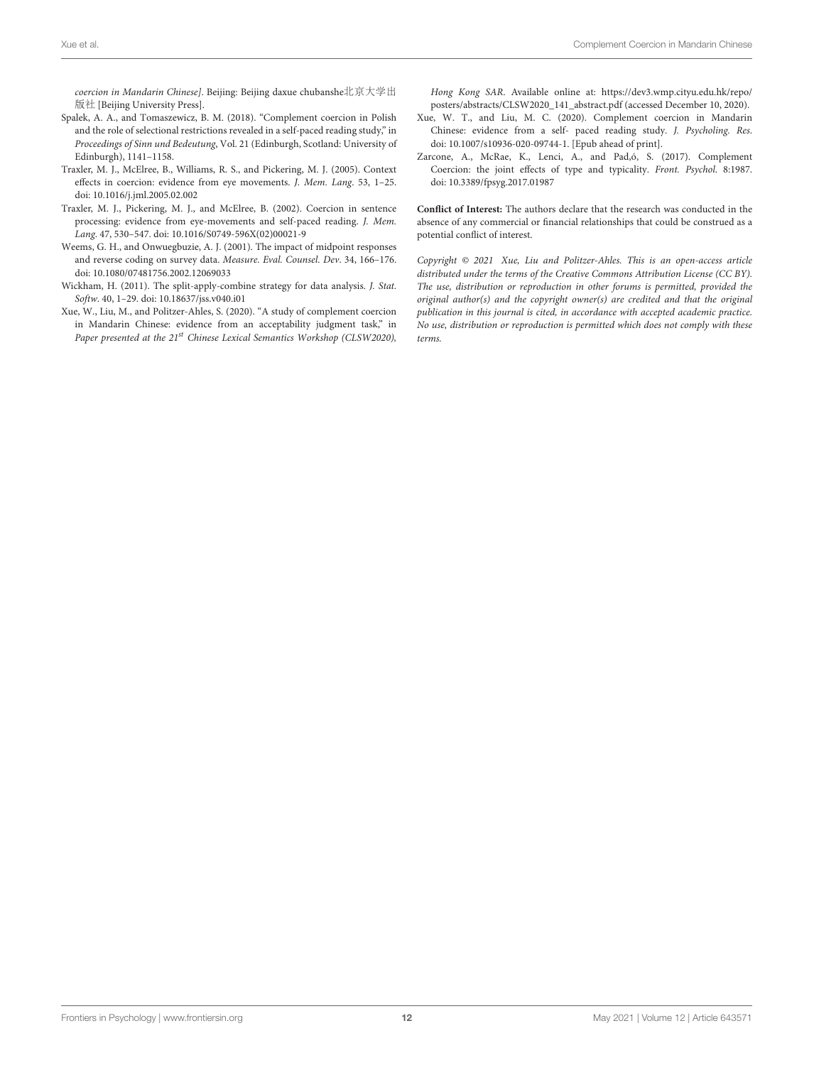*coercion in Mandarin Chinese]*. Beijing: Beijing daxue chubanshe北京大学出版社 [Beijing University Press].

Spalek, A. A., and Tomaszewicz, B. M. (2018). "Complement coercion in Polish and the role of selectional restrictions revealed in a self-paced reading study," in *Proceedings of Sinn und Bedeutung*, Vol. 21 (Edinburgh, Scotland: University of Edinburgh), 1141–1158.

Traxler, M. J., McElree, B., Williams, R. S., and Pickering, M. J. (2005). Context effects in coercion: evidence from eye movements. *J. Mem. Lang.* 53, 1–25. doi: 10.1016/j.jml.2005.02.002

Traxler, M. J., Pickering, M. J., and McElree, B. (2002). Coercion in sentence processing: evidence from eye-movements and self-paced reading. *J. Mem. Lang.* 47, 530–547. doi: 10.1016/S0749-596X(02)00021-9

Weems, G. H., and Onwuegbuzie, A. J. (2001). The impact of midpoint responses and reverse coding on survey data. *Measure. Eval. Counsel. Dev.* 34, 166–176. doi: 10.1080/07481756.2002.12069033

Wickham, H. (2011). The split-apply-combine strategy for data analysis. *J. Stat. Softw.* 40, 1–29. doi: 10.18637/jss.v040.i01

Xue, W., Liu, M., and Politzer-Ahles, S. (2020). "A study of complement coercion in Mandarin Chinese: evidence from an acceptability judgment task," in *Paper presented at the 21st Chinese Lexical Semantics Workshop (CLSW2020), Hong Kong SAR*. Available online at: https://dev3.wmp.cityu.edu.hk/repo/posters/abstracts/CLSW2020_141_abstract.pdf (accessed December 10, 2020).

Xue, W. T., and Liu, M. C. (2020). Complement coercion in Mandarin Chinese: evidence from a self- paced reading study. *J. Psycholing. Res.* doi: 10.1007/s10936-020-09744-1. [Epub ahead of print].

Zarcone, A., McRae, K., Lenci, A., and Pad,ó, S. (2017). Complement Coercion: the joint effects of type and typicality. *Front. Psychol.* 8:1987. doi: 10.3389/fpsyg.2017.01987

**Conflict of Interest:** The authors declare that the research was conducted in the absence of any commercial or financial relationships that could be construed as a potential conflict of interest.

*Copyright © 2021 Xue, Liu and Politzer-Ahles. This is an open-access article distributed under the terms of the Creative Commons Attribution License (CC BY). The use, distribution or reproduction in other forums is permitted, provided the original author(s) and the copyright owner(s) are credited and that the original publication in this journal is cited, in accordance with accepted academic practice. No use, distribution or reproduction is permitted which does not comply with these terms.*